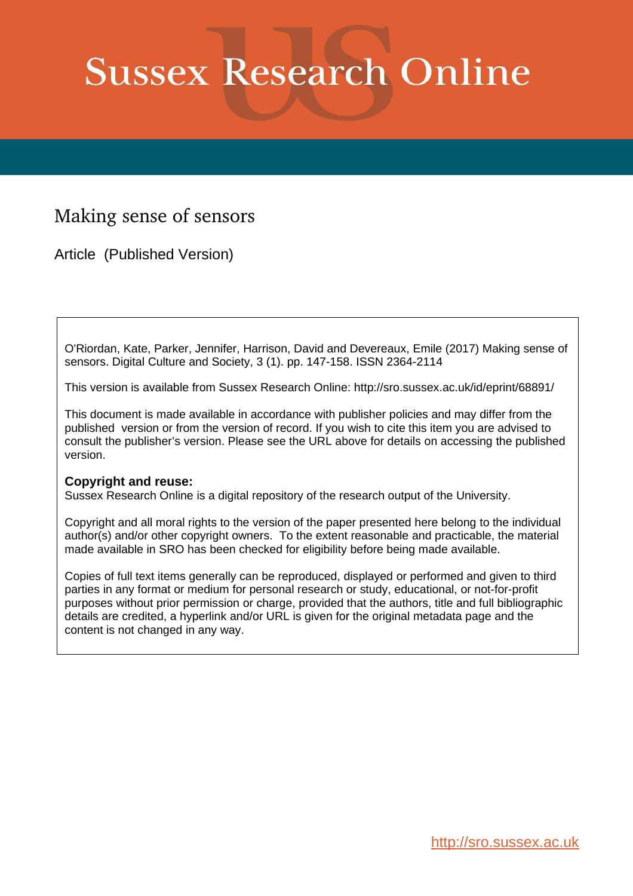# Sussex Research Online

## Making sense of sensors

Article (Published Version)

O'Riordan, Kate, Parker, Jennifer, Harrison, David and Devereaux, Emile (2017) Making sense of sensors. Digital Culture and Society, 3 (1). pp. 147-158. ISSN 2364-2114

This version is available from Sussex Research Online: http://sro.sussex.ac.uk/id/eprint/68891/

This document is made available in accordance with publisher policies and may differ from the published version or from the version of record. If you wish to cite this item you are advised to consult the publisher's version. Please see the URL above for details on accessing the published version.

**Copyright and reuse:**
Sussex Research Online is a digital repository of the research output of the University.

Copyright and all moral rights to the version of the paper presented here belong to the individual author(s) and/or other copyright owners. To the extent reasonable and practicable, the material made available in SRO has been checked for eligibility before being made available.

Copies of full text items generally can be reproduced, displayed or performed and given to third parties in any format or medium for personal research or study, educational, or not-for-profit purposes without prior permission or charge, provided that the authors, title and full bibliographic details are credited, a hyperlink and/or URL is given for the original metadata page and the content is not changed in any way.

http://sro.sussex.ac.uk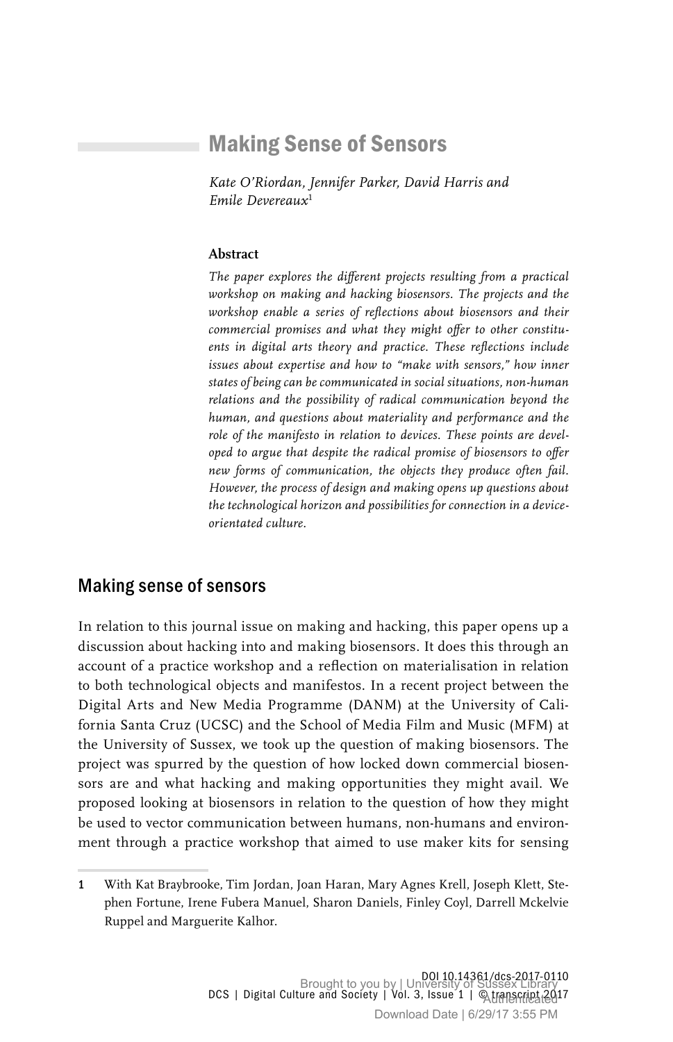# Making Sense of Sensors

*Kate O'Riordan, Jennifer Parker, David Harris and Emile Devereaux*[1]

**Abstract**

*The paper explores the different projects resulting from a practical workshop on making and hacking biosensors. The projects and the workshop enable a series of reflections about biosensors and their commercial promises and what they might offer to other constituents in digital arts theory and practice. These reflections include issues about expertise and how to "make with sensors," how inner states of being can be communicated in social situations, non-human relations and the possibility of radical communication beyond the human, and questions about materiality and performance and the role of the manifesto in relation to devices. These points are developed to argue that despite the radical promise of biosensors to offer new forms of communication, the objects they produce often fail. However, the process of design and making opens up questions about the technological horizon and possibilities for connection in a device-orientated culture.*

## Making sense of sensors

In relation to this journal issue on making and hacking, this paper opens up a discussion about hacking into and making biosensors. It does this through an account of a practice workshop and a reflection on materialisation in relation to both technological objects and manifestos. In a recent project between the Digital Arts and New Media Programme (DANM) at the University of California Santa Cruz (UCSC) and the School of Media Film and Music (MFM) at the University of Sussex, we took up the question of making biosensors. The project was spurred by the question of how locked down commercial biosensors are and what hacking and making opportunities they might avail. We proposed looking at biosensors in relation to the question of how they might be used to vector communication between humans, non-humans and environment through a practice workshop that aimed to use maker kits for sensing

---

1 With Kat Braybrooke, Tim Jordan, Joan Haran, Mary Agnes Krell, Joseph Klett, Stephen Fortune, Irene Fubera Manuel, Sharon Daniels, Finley Coyl, Darrell Mckelvie Ruppel and Marguerite Kalhor.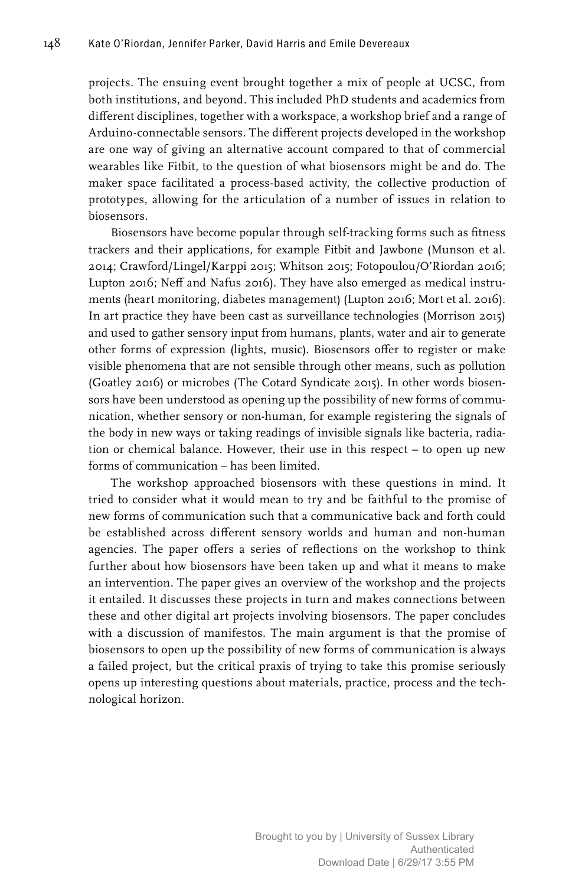projects. The ensuing event brought together a mix of people at UCSC, from both institutions, and beyond. This included PhD students and academics from different disciplines, together with a workspace, a workshop brief and a range of Arduino-connectable sensors. The different projects developed in the workshop are one way of giving an alternative account compared to that of commercial wearables like Fitbit, to the question of what biosensors might be and do. The maker space facilitated a process-based activity, the collective production of prototypes, allowing for the articulation of a number of issues in relation to biosensors.

Biosensors have become popular through self-tracking forms such as fitness trackers and their applications, for example Fitbit and Jawbone (Munson et al. 2014; Crawford/Lingel/Karppi 2015; Whitson 2015; Fotopoulou/O'Riordan 2016; Lupton 2016; Neff and Nafus 2016). They have also emerged as medical instruments (heart monitoring, diabetes management) (Lupton 2016; Mort et al. 2016). In art practice they have been cast as surveillance technologies (Morrison 2015) and used to gather sensory input from humans, plants, water and air to generate other forms of expression (lights, music). Biosensors offer to register or make visible phenomena that are not sensible through other means, such as pollution (Goatley 2016) or microbes (The Cotard Syndicate 2015). In other words biosensors have been understood as opening up the possibility of new forms of communication, whether sensory or non-human, for example registering the signals of the body in new ways or taking readings of invisible signals like bacteria, radiation or chemical balance. However, their use in this respect – to open up new forms of communication – has been limited.

The workshop approached biosensors with these questions in mind. It tried to consider what it would mean to try and be faithful to the promise of new forms of communication such that a communicative back and forth could be established across different sensory worlds and human and non-human agencies. The paper offers a series of reflections on the workshop to think further about how biosensors have been taken up and what it means to make an intervention. The paper gives an overview of the workshop and the projects it entailed. It discusses these projects in turn and makes connections between these and other digital art projects involving biosensors. The paper concludes with a discussion of manifestos. The main argument is that the promise of biosensors to open up the possibility of new forms of communication is always a failed project, but the critical praxis of trying to take this promise seriously opens up interesting questions about materials, practice, process and the technological horizon.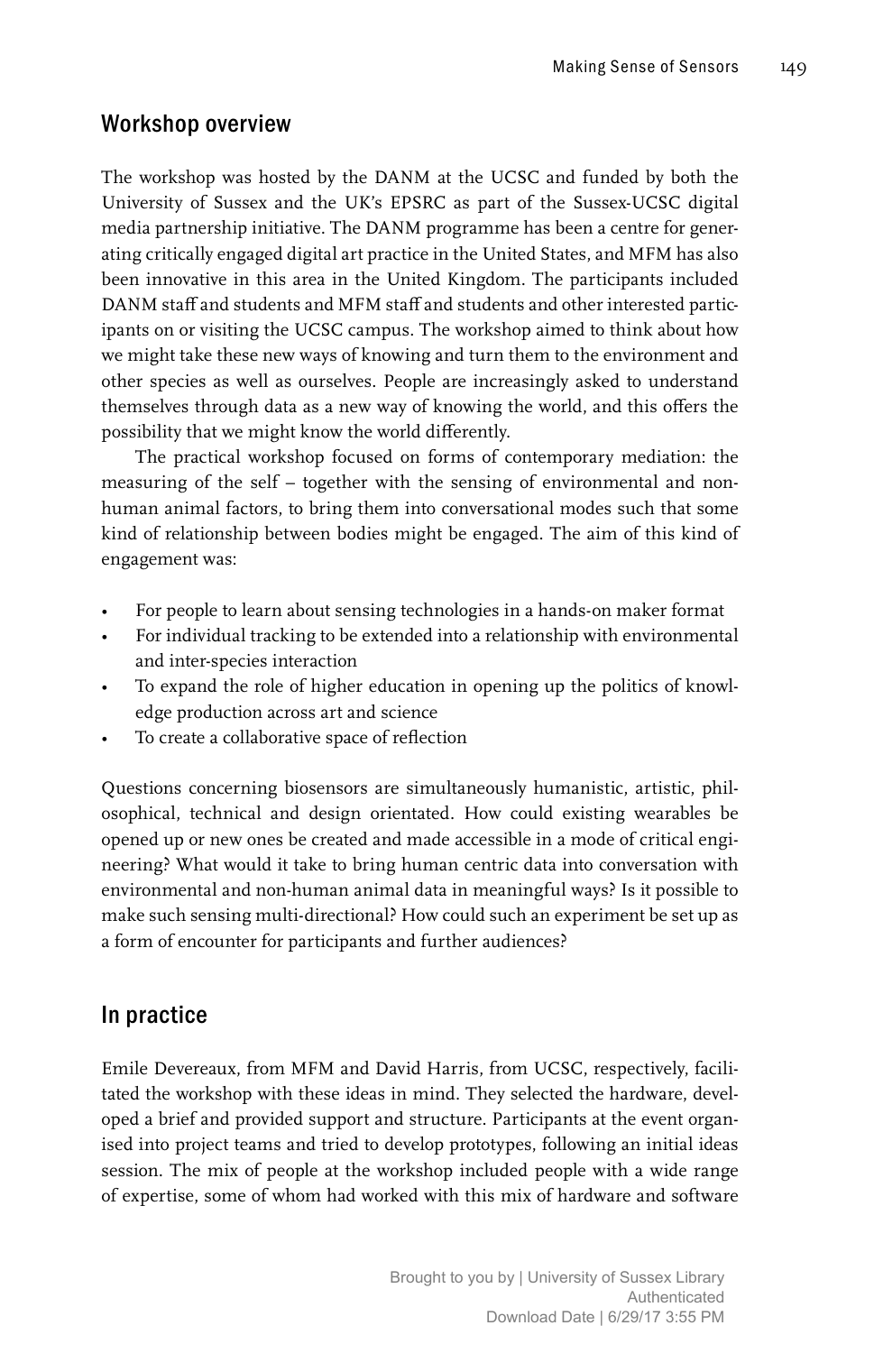## Workshop overview

The workshop was hosted by the DANM at the UCSC and funded by both the University of Sussex and the UK's EPSRC as part of the Sussex-UCSC digital media partnership initiative. The DANM programme has been a centre for generating critically engaged digital art practice in the United States, and MFM has also been innovative in this area in the United Kingdom. The participants included DANM staff and students and MFM staff and students and other interested participants on or visiting the UCSC campus. The workshop aimed to think about how we might take these new ways of knowing and turn them to the environment and other species as well as ourselves. People are increasingly asked to understand themselves through data as a new way of knowing the world, and this offers the possibility that we might know the world differently.

The practical workshop focused on forms of contemporary mediation: the measuring of the self – together with the sensing of environmental and non-human animal factors, to bring them into conversational modes such that some kind of relationship between bodies might be engaged. The aim of this kind of engagement was:

- For people to learn about sensing technologies in a hands-on maker format
- For individual tracking to be extended into a relationship with environmental and inter-species interaction
- To expand the role of higher education in opening up the politics of knowledge production across art and science
- To create a collaborative space of reflection

Questions concerning biosensors are simultaneously humanistic, artistic, philosophical, technical and design orientated. How could existing wearables be opened up or new ones be created and made accessible in a mode of critical engineering? What would it take to bring human centric data into conversation with environmental and non-human animal data in meaningful ways? Is it possible to make such sensing multi-directional? How could such an experiment be set up as a form of encounter for participants and further audiences?

## In practice

Emile Devereaux, from MFM and David Harris, from UCSC, respectively, facilitated the workshop with these ideas in mind. They selected the hardware, developed a brief and provided support and structure. Participants at the event organised into project teams and tried to develop prototypes, following an initial ideas session. The mix of people at the workshop included people with a wide range of expertise, some of whom had worked with this mix of hardware and software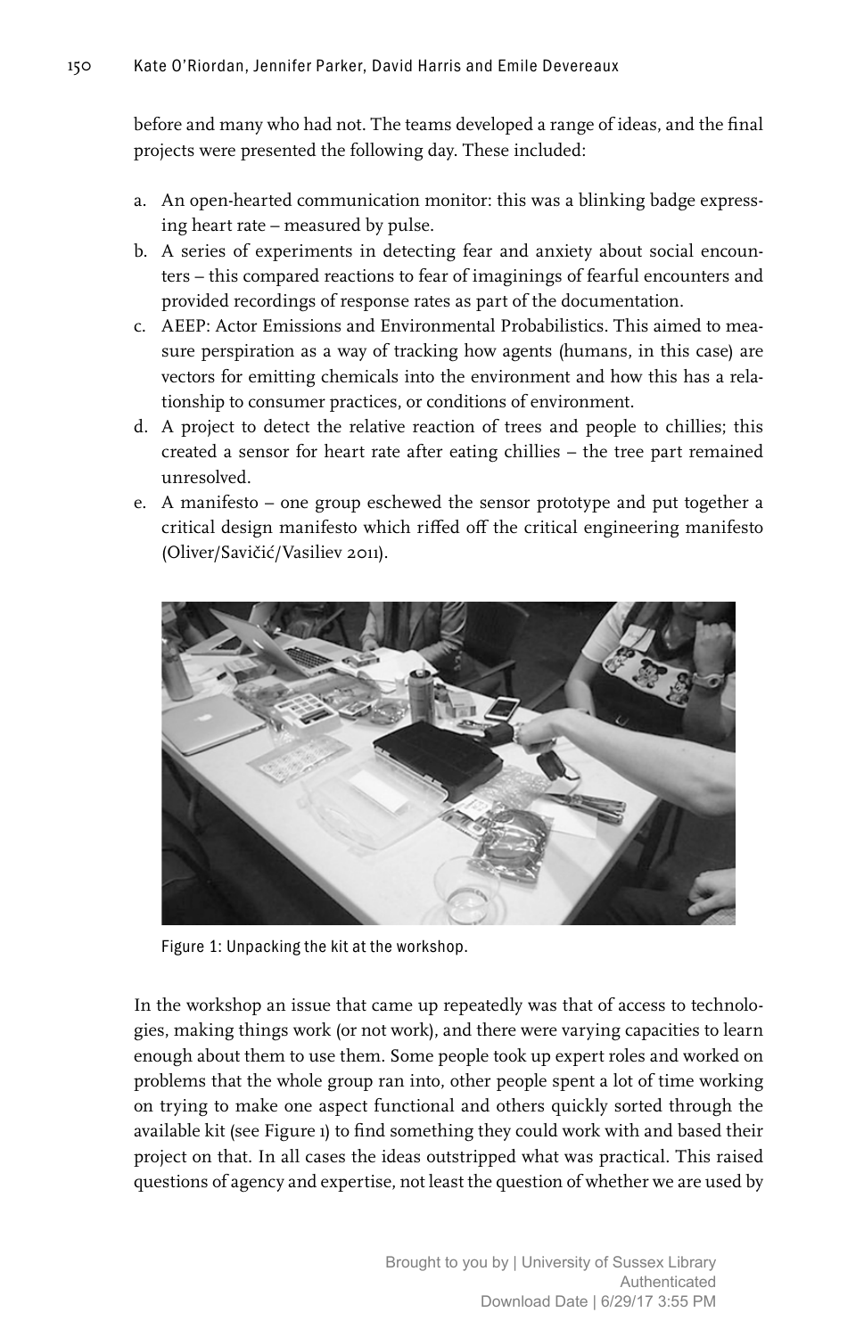before and many who had not. The teams developed a range of ideas, and the final projects were presented the following day. These included:

a. An open-hearted communication monitor: this was a blinking badge expressing heart rate – measured by pulse.
b. A series of experiments in detecting fear and anxiety about social encounters – this compared reactions to fear of imaginings of fearful encounters and provided recordings of response rates as part of the documentation.
c. AEEP: Actor Emissions and Environmental Probabilistics. This aimed to measure perspiration as a way of tracking how agents (humans, in this case) are vectors for emitting chemicals into the environment and how this has a relationship to consumer practices, or conditions of environment.
d. A project to detect the relative reaction of trees and people to chillies; this created a sensor for heart rate after eating chillies – the tree part remained unresolved.
e. A manifesto – one group eschewed the sensor prototype and put together a critical design manifesto which riffed off the critical engineering manifesto (Oliver/Savičić/Vasiliev 2011).

Figure 1: Unpacking the kit at the workshop.

In the workshop an issue that came up repeatedly was that of access to technologies, making things work (or not work), and there were varying capacities to learn enough about them to use them. Some people took up expert roles and worked on problems that the whole group ran into, other people spent a lot of time working on trying to make one aspect functional and others quickly sorted through the available kit (see Figure 1) to find something they could work with and based their project on that. In all cases the ideas outstripped what was practical. This raised questions of agency and expertise, not least the question of whether we are used by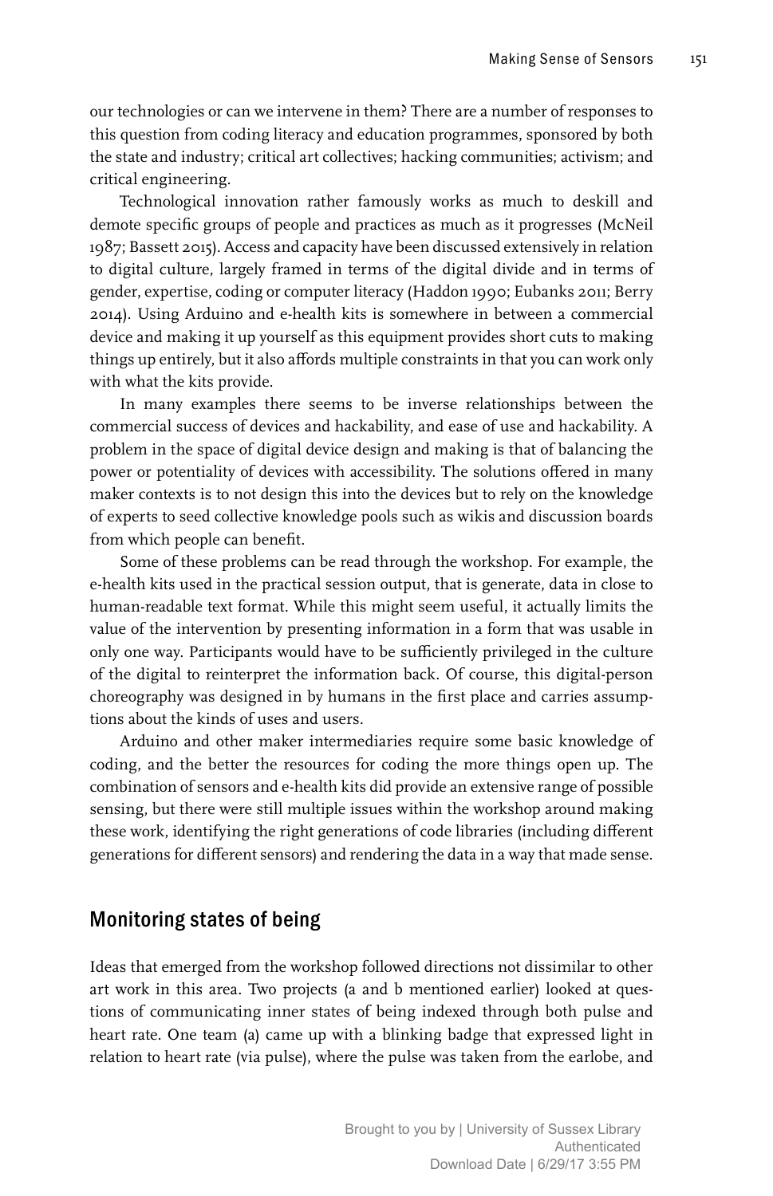our technologies or can we intervene in them? There are a number of responses to this question from coding literacy and education programmes, sponsored by both the state and industry; critical art collectives; hacking communities; activism; and critical engineering.

Technological innovation rather famously works as much to deskill and demote specific groups of people and practices as much as it progresses (McNeil 1987; Bassett 2015). Access and capacity have been discussed extensively in relation to digital culture, largely framed in terms of the digital divide and in terms of gender, expertise, coding or computer literacy (Haddon 1990; Eubanks 2011; Berry 2014). Using Arduino and e-health kits is somewhere in between a commercial device and making it up yourself as this equipment provides short cuts to making things up entirely, but it also affords multiple constraints in that you can work only with what the kits provide.

In many examples there seems to be inverse relationships between the commercial success of devices and hackability, and ease of use and hackability. A problem in the space of digital device design and making is that of balancing the power or potentiality of devices with accessibility. The solutions offered in many maker contexts is to not design this into the devices but to rely on the knowledge of experts to seed collective knowledge pools such as wikis and discussion boards from which people can benefit.

Some of these problems can be read through the workshop. For example, the e-health kits used in the practical session output, that is generate, data in close to human-readable text format. While this might seem useful, it actually limits the value of the intervention by presenting information in a form that was usable in only one way. Participants would have to be sufficiently privileged in the culture of the digital to reinterpret the information back. Of course, this digital-person choreography was designed in by humans in the first place and carries assumptions about the kinds of uses and users.

Arduino and other maker intermediaries require some basic knowledge of coding, and the better the resources for coding the more things open up. The combination of sensors and e-health kits did provide an extensive range of possible sensing, but there were still multiple issues within the workshop around making these work, identifying the right generations of code libraries (including different generations for different sensors) and rendering the data in a way that made sense.

## Monitoring states of being

Ideas that emerged from the workshop followed directions not dissimilar to other art work in this area. Two projects (a and b mentioned earlier) looked at questions of communicating inner states of being indexed through both pulse and heart rate. One team (a) came up with a blinking badge that expressed light in relation to heart rate (via pulse), where the pulse was taken from the earlobe, and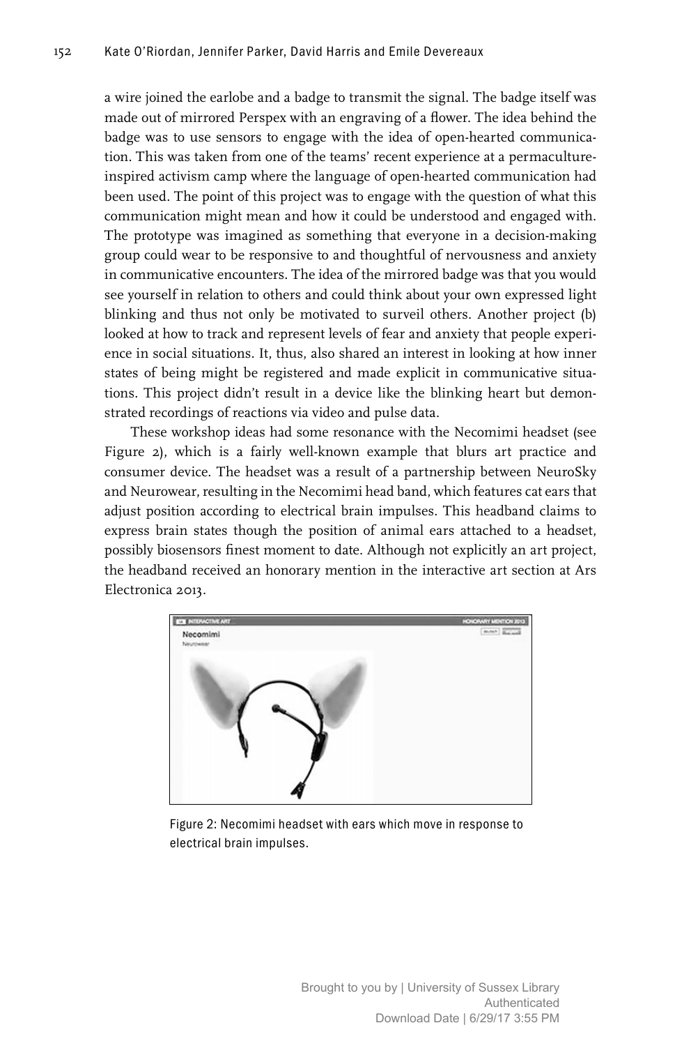a wire joined the earlobe and a badge to transmit the signal. The badge itself was made out of mirrored Perspex with an engraving of a flower. The idea behind the badge was to use sensors to engage with the idea of open-hearted communication. This was taken from one of the teams' recent experience at a permaculture-inspired activism camp where the language of open-hearted communication had been used. The point of this project was to engage with the question of what this communication might mean and how it could be understood and engaged with. The prototype was imagined as something that everyone in a decision-making group could wear to be responsive to and thoughtful of nervousness and anxiety in communicative encounters. The idea of the mirrored badge was that you would see yourself in relation to others and could think about your own expressed light blinking and thus not only be motivated to surveil others. Another project (b) looked at how to track and represent levels of fear and anxiety that people experience in social situations. It, thus, also shared an interest in looking at how inner states of being might be registered and made explicit in communicative situations. This project didn't result in a device like the blinking heart but demonstrated recordings of reactions via video and pulse data.

These workshop ideas had some resonance with the Necomimi headset (see Figure 2), which is a fairly well-known example that blurs art practice and consumer device. The headset was a result of a partnership between NeuroSky and Neurowear, resulting in the Necomimi head band, which features cat ears that adjust position according to electrical brain impulses. This headband claims to express brain states though the position of animal ears attached to a headset, possibly biosensors finest moment to date. Although not explicitly an art project, the headband received an honorary mention in the interactive art section at Ars Electronica 2013.

Figure 2: Necomimi headset with ears which move in response to electrical brain impulses.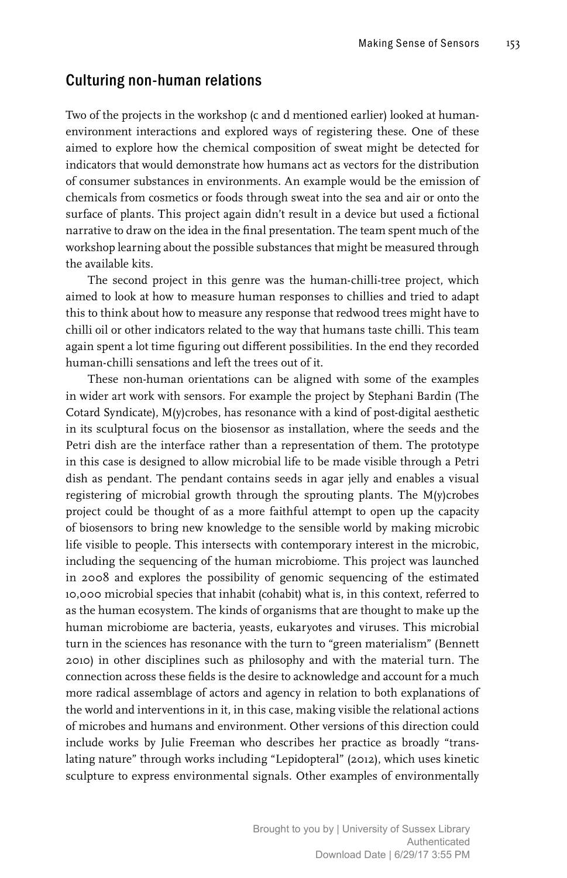## Culturing non-human relations

Two of the projects in the workshop (c and d mentioned earlier) looked at human-environment interactions and explored ways of registering these. One of these aimed to explore how the chemical composition of sweat might be detected for indicators that would demonstrate how humans act as vectors for the distribution of consumer substances in environments. An example would be the emission of chemicals from cosmetics or foods through sweat into the sea and air or onto the surface of plants. This project again didn't result in a device but used a fictional narrative to draw on the idea in the final presentation. The team spent much of the workshop learning about the possible substances that might be measured through the available kits.

The second project in this genre was the human-chilli-tree project, which aimed to look at how to measure human responses to chillies and tried to adapt this to think about how to measure any response that redwood trees might have to chilli oil or other indicators related to the way that humans taste chilli. This team again spent a lot time figuring out different possibilities. In the end they recorded human-chilli sensations and left the trees out of it.

These non-human orientations can be aligned with some of the examples in wider art work with sensors. For example the project by Stephani Bardin (The Cotard Syndicate), M(y)crobes, has resonance with a kind of post-digital aesthetic in its sculptural focus on the biosensor as installation, where the seeds and the Petri dish are the interface rather than a representation of them. The prototype in this case is designed to allow microbial life to be made visible through a Petri dish as pendant. The pendant contains seeds in agar jelly and enables a visual registering of microbial growth through the sprouting plants. The M(y)crobes project could be thought of as a more faithful attempt to open up the capacity of biosensors to bring new knowledge to the sensible world by making microbic life visible to people. This intersects with contemporary interest in the microbic, including the sequencing of the human microbiome. This project was launched in 2008 and explores the possibility of genomic sequencing of the estimated 10,000 microbial species that inhabit (cohabit) what is, in this context, referred to as the human ecosystem. The kinds of organisms that are thought to make up the human microbiome are bacteria, yeasts, eukaryotes and viruses. This microbial turn in the sciences has resonance with the turn to "green materialism" (Bennett 2010) in other disciplines such as philosophy and with the material turn. The connection across these fields is the desire to acknowledge and account for a much more radical assemblage of actors and agency in relation to both explanations of the world and interventions in it, in this case, making visible the relational actions of microbes and humans and environment. Other versions of this direction could include works by Julie Freeman who describes her practice as broadly "translating nature" through works including "Lepidopteral" (2012), which uses kinetic sculpture to express environmental signals. Other examples of environmentally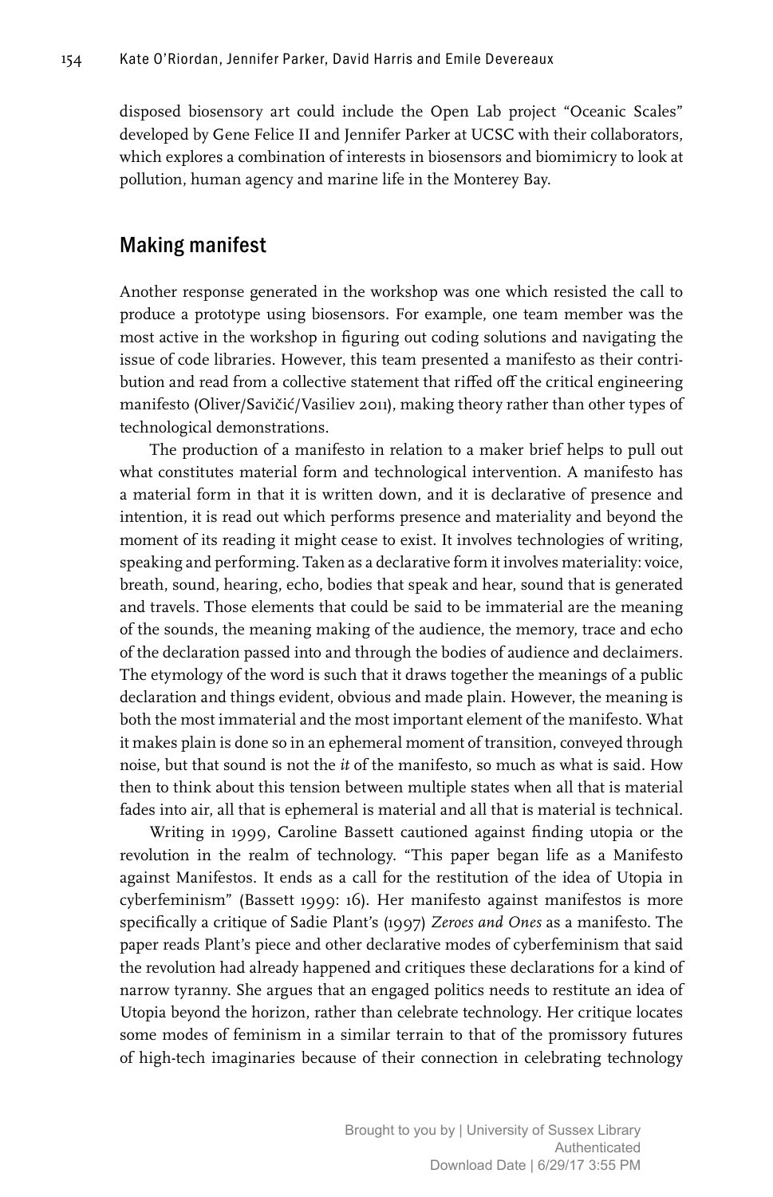disposed biosensory art could include the Open Lab project "Oceanic Scales" developed by Gene Felice II and Jennifer Parker at UCSC with their collaborators, which explores a combination of interests in biosensors and biomimicry to look at pollution, human agency and marine life in the Monterey Bay.

## Making manifest

Another response generated in the workshop was one which resisted the call to produce a prototype using biosensors. For example, one team member was the most active in the workshop in figuring out coding solutions and navigating the issue of code libraries. However, this team presented a manifesto as their contribution and read from a collective statement that riffed off the critical engineering manifesto (Oliver/Savičić/Vasiliev 2011), making theory rather than other types of technological demonstrations.

The production of a manifesto in relation to a maker brief helps to pull out what constitutes material form and technological intervention. A manifesto has a material form in that it is written down, and it is declarative of presence and intention, it is read out which performs presence and materiality and beyond the moment of its reading it might cease to exist. It involves technologies of writing, speaking and performing. Taken as a declarative form it involves materiality: voice, breath, sound, hearing, echo, bodies that speak and hear, sound that is generated and travels. Those elements that could be said to be immaterial are the meaning of the sounds, the meaning making of the audience, the memory, trace and echo of the declaration passed into and through the bodies of audience and declaimers. The etymology of the word is such that it draws together the meanings of a public declaration and things evident, obvious and made plain. However, the meaning is both the most immaterial and the most important element of the manifesto. What it makes plain is done so in an ephemeral moment of transition, conveyed through noise, but that sound is not the *it* of the manifesto, so much as what is said. How then to think about this tension between multiple states when all that is material fades into air, all that is ephemeral is material and all that is material is technical.

Writing in 1999, Caroline Bassett cautioned against finding utopia or the revolution in the realm of technology. "This paper began life as a Manifesto against Manifestos. It ends as a call for the restitution of the idea of Utopia in cyberfeminism" (Bassett 1999: 16). Her manifesto against manifestos is more specifically a critique of Sadie Plant's (1997) *Zeroes and Ones* as a manifesto. The paper reads Plant's piece and other declarative modes of cyberfeminism that said the revolution had already happened and critiques these declarations for a kind of narrow tyranny. She argues that an engaged politics needs to restitute an idea of Utopia beyond the horizon, rather than celebrate technology. Her critique locates some modes of feminism in a similar terrain to that of the promissory futures of high-tech imaginaries because of their connection in celebrating technology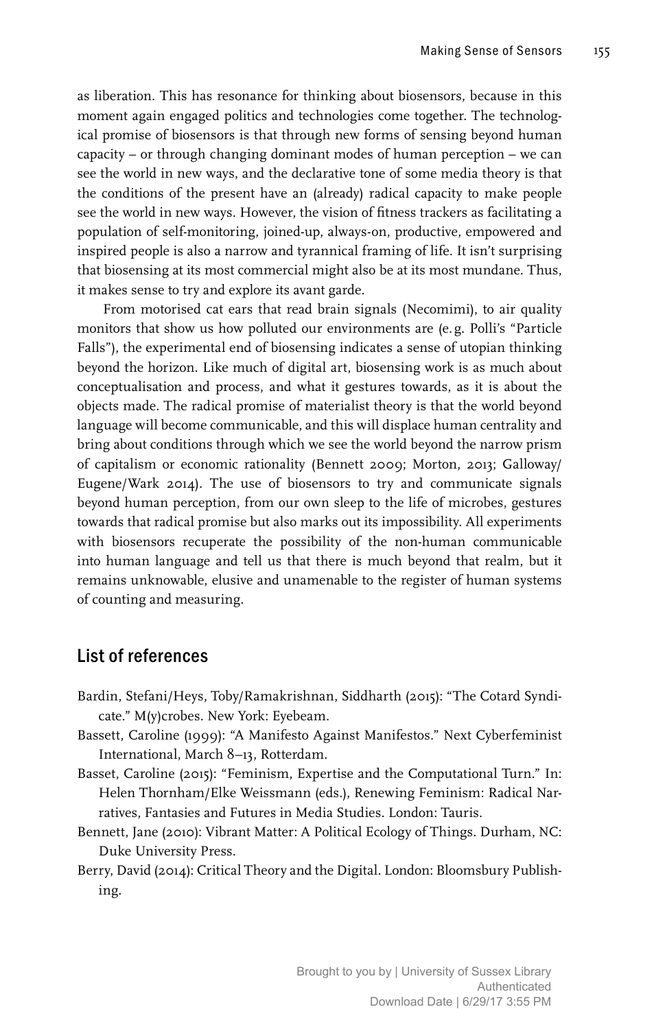as liberation. This has resonance for thinking about biosensors, because in this moment again engaged politics and technologies come together. The technological promise of biosensors is that through new forms of sensing beyond human capacity – or through changing dominant modes of human perception – we can see the world in new ways, and the declarative tone of some media theory is that the conditions of the present have an (already) radical capacity to make people see the world in new ways. However, the vision of fitness trackers as facilitating a population of self-monitoring, joined-up, always-on, productive, empowered and inspired people is also a narrow and tyrannical framing of life. It isn't surprising that biosensing at its most commercial might also be at its most mundane. Thus, it makes sense to try and explore its avant garde.

From motorised cat ears that read brain signals (Necomimi), to air quality monitors that show us how polluted our environments are (e.g. Polli's "Particle Falls"), the experimental end of biosensing indicates a sense of utopian thinking beyond the horizon. Like much of digital art, biosensing work is as much about conceptualisation and process, and what it gestures towards, as it is about the objects made. The radical promise of materialist theory is that the world beyond language will become communicable, and this will displace human centrality and bring about conditions through which we see the world beyond the narrow prism of capitalism or economic rationality (Bennett 2009; Morton, 2013; Galloway/Eugene/Wark 2014). The use of biosensors to try and communicate signals beyond human perception, from our own sleep to the life of microbes, gestures towards that radical promise but also marks out its impossibility. All experiments with biosensors recuperate the possibility of the non-human communicable into human language and tell us that there is much beyond that realm, but it remains unknowable, elusive and unamenable to the register of human systems of counting and measuring.

## List of references

Bardin, Stefani/Heys, Toby/Ramakrishnan, Siddharth (2015): "The Cotard Syndicate." M(y)crobes. New York: Eyebeam.

Bassett, Caroline (1999): "A Manifesto Against Manifestos." Next Cyberfeminist International, March 8–13, Rotterdam.

Basset, Caroline (2015): "Feminism, Expertise and the Computational Turn." In: Helen Thornham/Elke Weissmann (eds.), Renewing Feminism: Radical Narratives, Fantasies and Futures in Media Studies. London: Tauris.

Bennett, Jane (2010): Vibrant Matter: A Political Ecology of Things. Durham, NC: Duke University Press.

Berry, David (2014): Critical Theory and the Digital. London: Bloomsbury Publishing.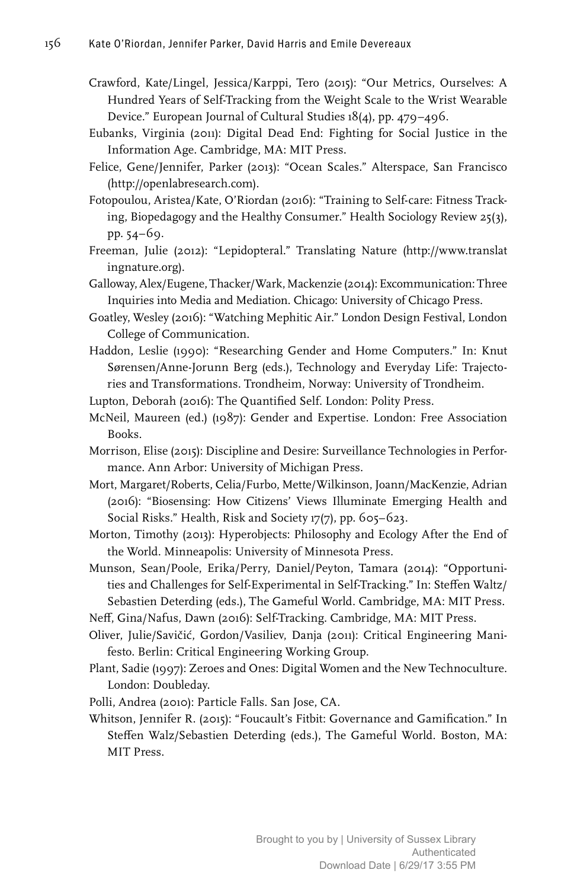Crawford, Kate/Lingel, Jessica/Karppi, Tero (2015): "Our Metrics, Ourselves: A Hundred Years of Self-Tracking from the Weight Scale to the Wrist Wearable Device." European Journal of Cultural Studies 18(4), pp. 479–496.

Eubanks, Virginia (2011): Digital Dead End: Fighting for Social Justice in the Information Age. Cambridge, MA: MIT Press.

Felice, Gene/Jennifer, Parker (2013): "Ocean Scales." Alterspace, San Francisco (http://openlabresearch.com).

Fotopoulou, Aristea/Kate, O'Riordan (2016): "Training to Self-care: Fitness Tracking, Biopedagogy and the Healthy Consumer." Health Sociology Review 25(3), pp. 54–69.

Freeman, Julie (2012): "Lepidopteral." Translating Nature (http://www.translatingnature.org).

Galloway, Alex/Eugene, Thacker/Wark, Mackenzie (2014): Excommunication: Three Inquiries into Media and Mediation. Chicago: University of Chicago Press.

Goatley, Wesley (2016): "Watching Mephitic Air." London Design Festival, London College of Communication.

Haddon, Leslie (1990): "Researching Gender and Home Computers." In: Knut Sørensen/Anne-Jorunn Berg (eds.), Technology and Everyday Life: Trajectories and Transformations. Trondheim, Norway: University of Trondheim.

Lupton, Deborah (2016): The Quantified Self. London: Polity Press.

McNeil, Maureen (ed.) (1987): Gender and Expertise. London: Free Association Books.

Morrison, Elise (2015): Discipline and Desire: Surveillance Technologies in Performance. Ann Arbor: University of Michigan Press.

Mort, Margaret/Roberts, Celia/Furbo, Mette/Wilkinson, Joann/MacKenzie, Adrian (2016): "Biosensing: How Citizens' Views Illuminate Emerging Health and Social Risks." Health, Risk and Society 17(7), pp. 605–623.

Morton, Timothy (2013): Hyperobjects: Philosophy and Ecology After the End of the World. Minneapolis: University of Minnesota Press.

Munson, Sean/Poole, Erika/Perry, Daniel/Peyton, Tamara (2014): "Opportunities and Challenges for Self-Experimental in Self-Tracking." In: Steffen Waltz/Sebastien Deterding (eds.), The Gameful World. Cambridge, MA: MIT Press.

Neff, Gina/Nafus, Dawn (2016): Self-Tracking. Cambridge, MA: MIT Press.

Oliver, Julie/Savičić, Gordon/Vasiliev, Danja (2011): Critical Engineering Manifesto. Berlin: Critical Engineering Working Group.

Plant, Sadie (1997): Zeroes and Ones: Digital Women and the New Technoculture. London: Doubleday.

Polli, Andrea (2010): Particle Falls. San Jose, CA.

Whitson, Jennifer R. (2015): "Foucault's Fitbit: Governance and Gamification." In Steffen Walz/Sebastien Deterding (eds.), The Gameful World. Boston, MA: MIT Press.